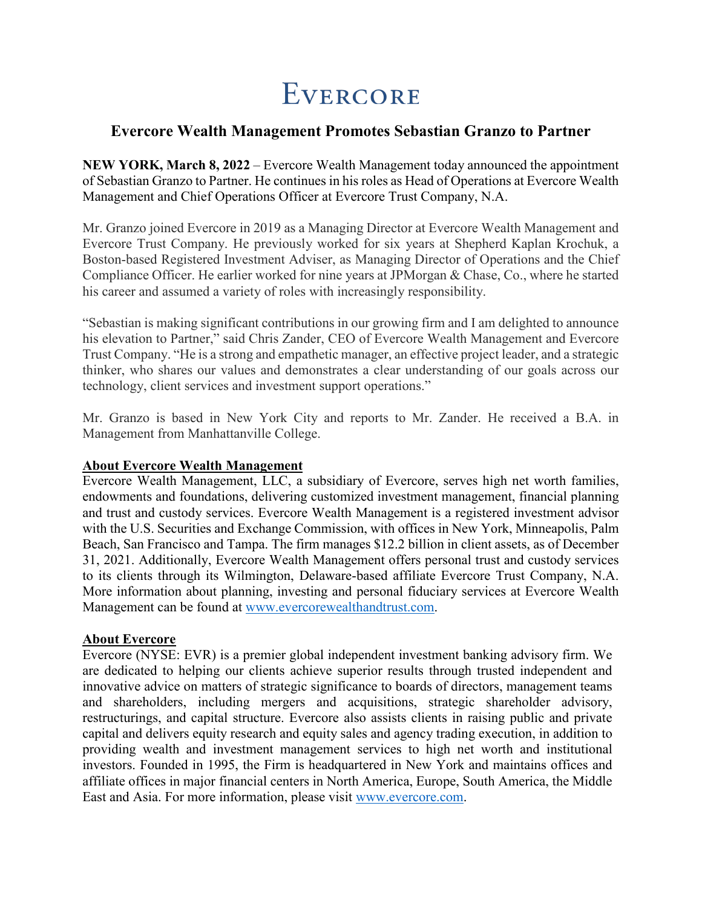# EVERCORE

## Evercore Wealth Management Promotes Sebastian Granzo to Partner

**NEW YORK, March 8, 2022** – Evercore Wealth Management today announced the appointment of Sebastian Granzo to Partner. He continues in his roles as Head of Operations at Evercore Wealth Management and Chief Operations Officer at Evercore Trust Company, N.A.

Mr. Granzo joined Evercore in 2019 as a Managing Director at Evercore Wealth Management and Evercore Trust Company. He previously worked for six years at Shepherd Kaplan Krochuk, a Boston-based Registered Investment Adviser, as Managing Director of Operations and the Chief Compliance Officer. He earlier worked for nine years at JPMorgan & Chase, Co., where he started his career and assumed a variety of roles with increasingly responsibility.

"Sebastian is making significant contributions in our growing firm and I am delighted to announce his elevation to Partner," said Chris Zander, CEO of Evercore Wealth Management and Evercore Trust Company. "He is a strong and empathetic manager, an effective project leader, and a strategic thinker, who shares our values and demonstrates a clear understanding of our goals across our technology, client services and investment support operations."

Mr. Granzo is based in New York City and reports to Mr. Zander. He received a B.A. in Management from Manhattanville College.

**About Evercore Wealth Management**

Evercore Wealth Management, LLC, a subsidiary of Evercore, serves high net worth families, endowments and foundations, delivering customized investment management, financial planning and trust and custody services. Evercore Wealth Management is a registered investment advisor with the U.S. Securities and Exchange Commission, with offices in New York, Minneapolis, Palm Beach, San Francisco and Tampa. The firm manages $12.2 billion in client assets, as of December 31, 2021. Additionally, Evercore Wealth Management offers personal trust and custody services to its clients through its Wilmington, Delaware-based affiliate Evercore Trust Company, N.A. More information about planning, investing and personal fiduciary services at Evercore Wealth Management can be found at [www.evercorewealthandtrust.com](http://www.evercorewealthandtrust.com).

**About Evercore**

Evercore (NYSE: EVR) is a premier global independent investment banking advisory firm. We are dedicated to helping our clients achieve superior results through trusted independent and innovative advice on matters of strategic significance to boards of directors, management teams and shareholders, including mergers and acquisitions, strategic shareholder advisory, restructurings, and capital structure. Evercore also assists clients in raising public and private capital and delivers equity research and equity sales and agency trading execution, in addition to providing wealth and investment management services to high net worth and institutional investors. Founded in 1995, the Firm is headquartered in New York and maintains offices and affiliate offices in major financial centers in North America, Europe, South America, the Middle East and Asia. For more information, please visit [www.evercore.com](http://www.evercore.com).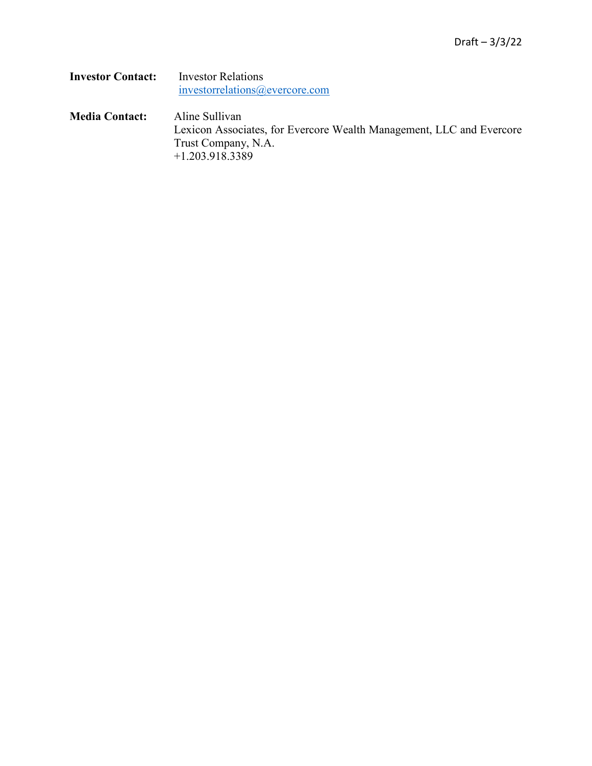Draft – 3/3/22

**Investor Contact:** Investor Relations
investorrelations@evercore.com

**Media Contact:** Aline Sullivan
Lexicon Associates, for Evercore Wealth Management, LLC and Evercore Trust Company, N.A.
+1.203.918.3389